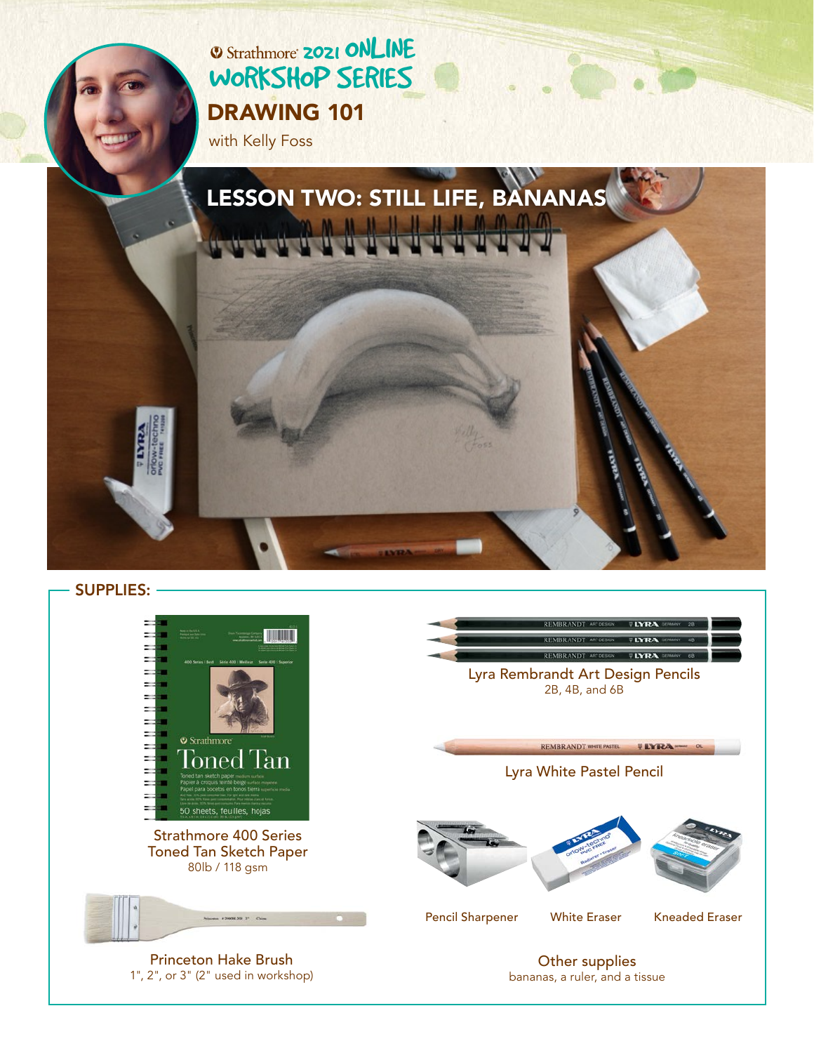Strathmore 2021 ONLINE WORKSHOP SERIES

# DRAWING 101

with Kelly Foss

## LESSON TWO: STILL LIFE, BANANAS

## SUPPLIES:

**Strathmore 400 Series Toned Tan Sketch Paper**
80lb / 118 gsm

**Princeton Hake Brush**
1", 2", or 3" (2" used in workshop)

**Lyra Rembrandt Art Design Pencils**
2B, 4B, and 6B

**Lyra White Pastel Pencil**

**Pencil Sharpener**

**White Eraser**

**Kneaded Eraser**

**Other supplies**
bananas, a ruler, and a tissue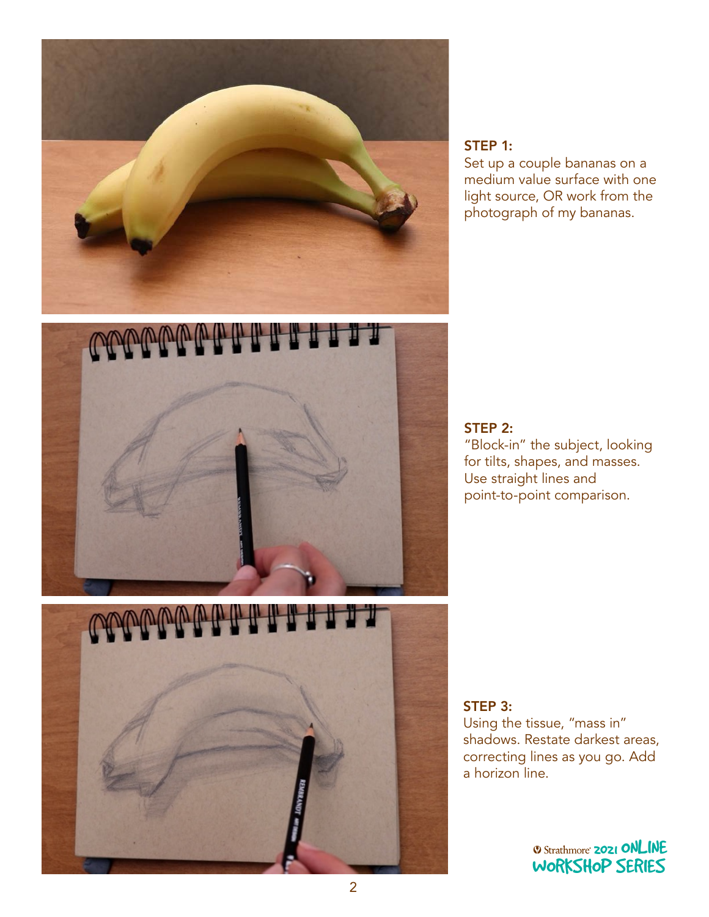### STEP 1:

Set up a couple bananas on a medium value surface with one light source, OR work from the photograph of my bananas.

### STEP 2:

"Block-in" the subject, looking for tilts, shapes, and masses. Use straight lines and point-to-point comparison.

### STEP 3:

Using the tissue, "mass in" shadows. Restate darkest areas, correcting lines as you go. Add a horizon line.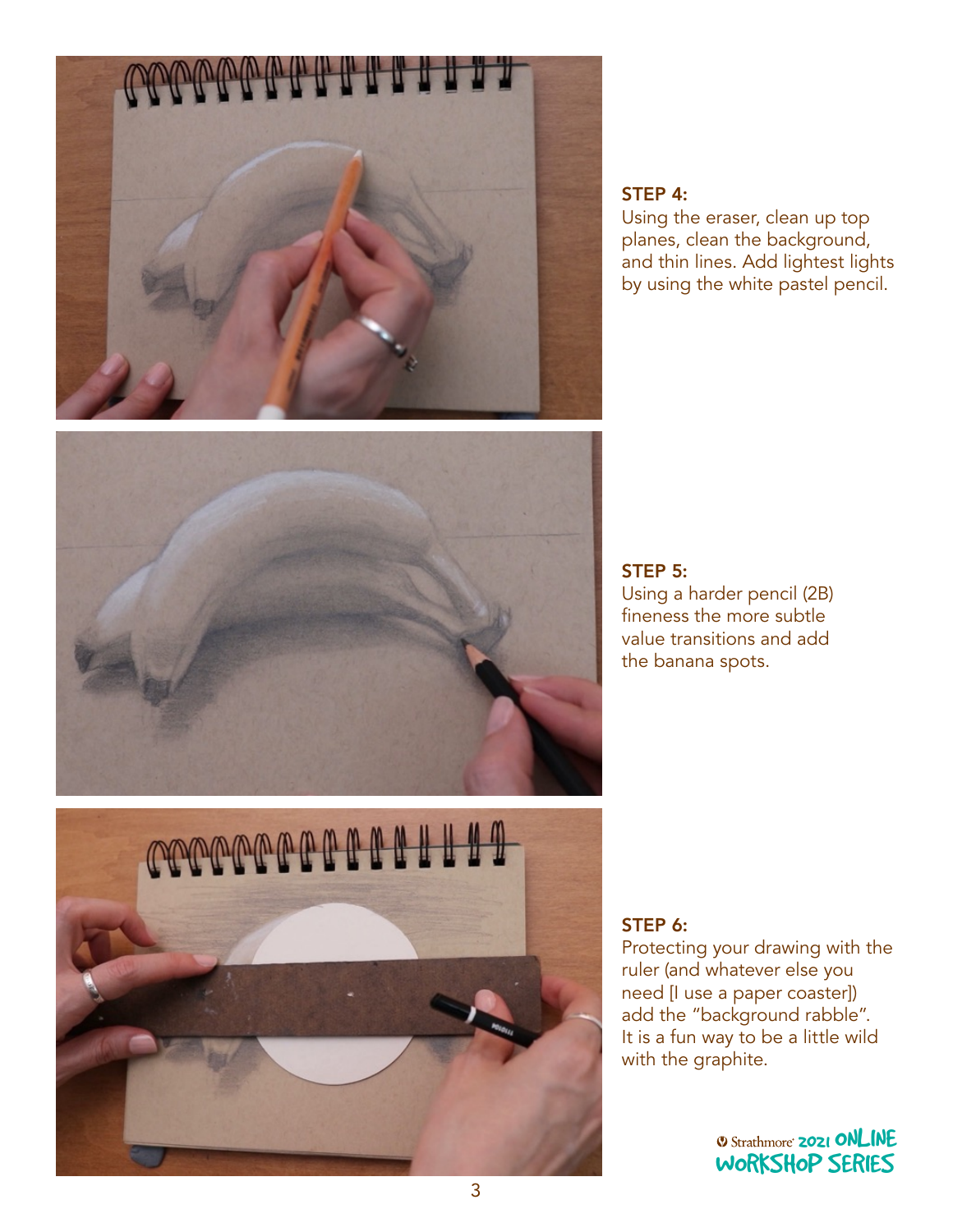**STEP 4:**
Using the eraser, clean up top planes, clean the background, and thin lines. Add lightest lights by using the white pastel pencil.

**STEP 5:**
Using a harder pencil (2B) fineness the more subtle value transitions and add the banana spots.

**STEP 6:**
Protecting your drawing with the ruler (and whatever else you need [I use a paper coaster]) add the "background rabble". It is a fun way to be a little wild with the graphite.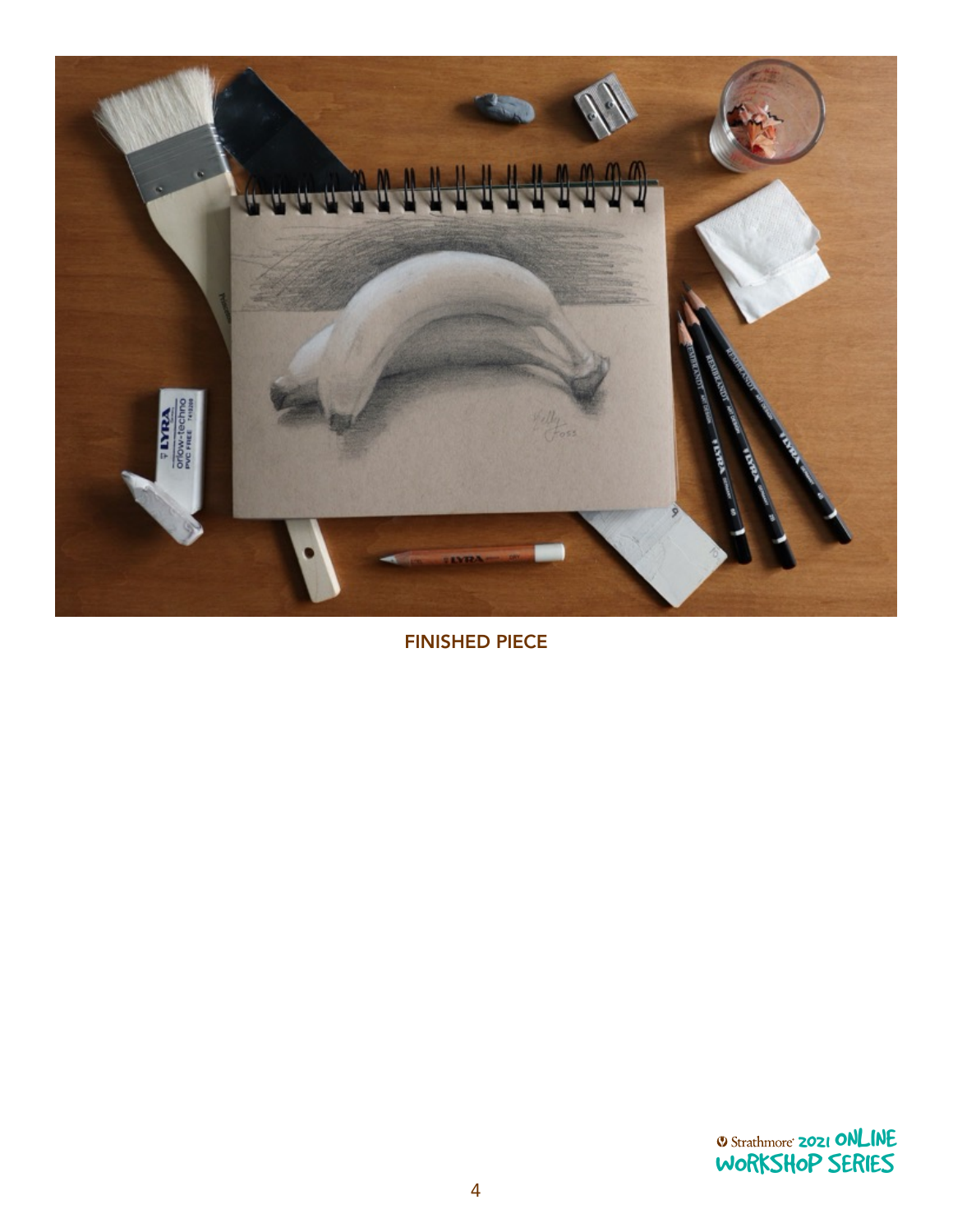FINISHED PIECE